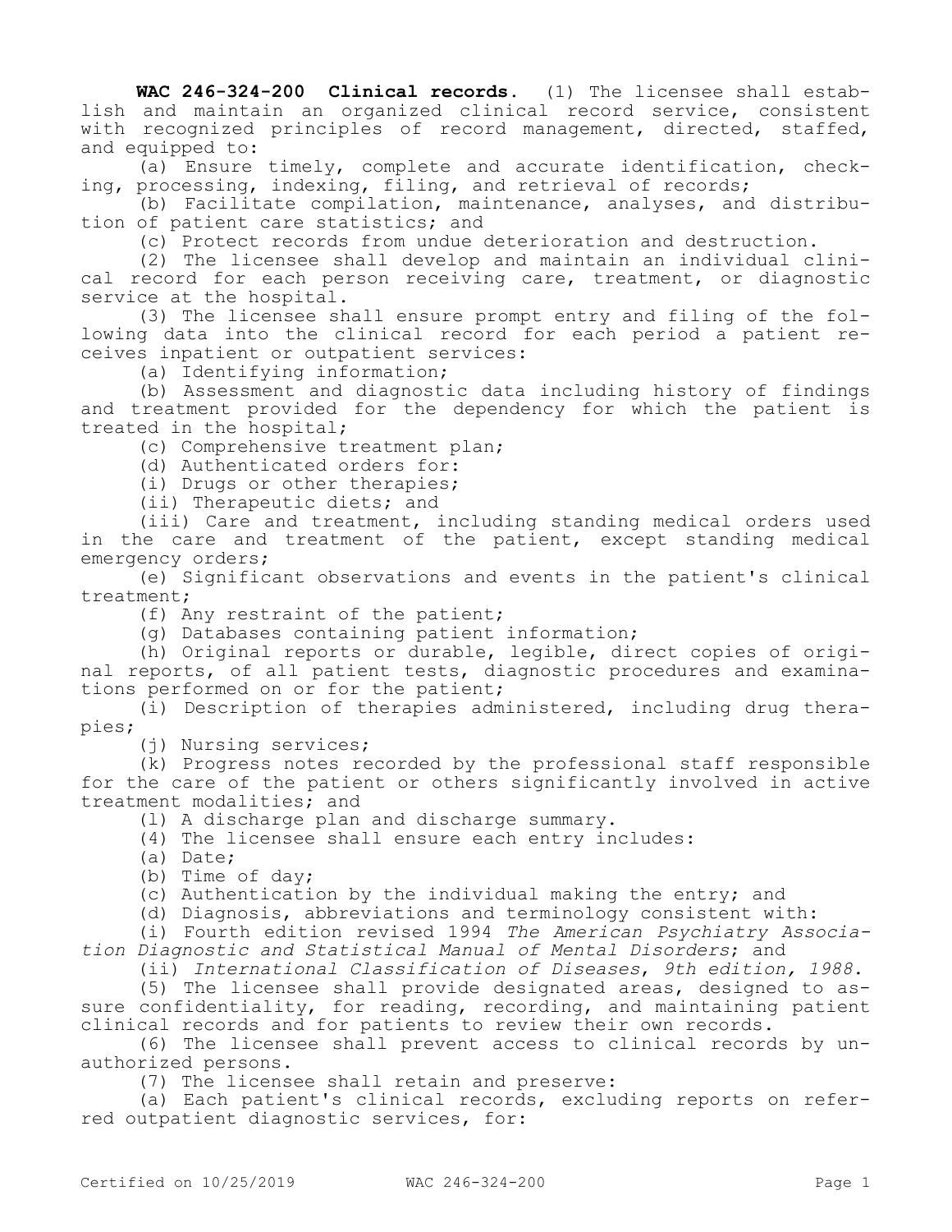**WAC 246-324-200 Clinical records.** (1) The licensee shall establish and maintain an organized clinical record service, consistent with recognized principles of record management, directed, staffed, and equipped to:

(a) Ensure timely, complete and accurate identification, checking, processing, indexing, filing, and retrieval of records;

(b) Facilitate compilation, maintenance, analyses, and distribution of patient care statistics; and

(c) Protect records from undue deterioration and destruction.

(2) The licensee shall develop and maintain an individual clinical record for each person receiving care, treatment, or diagnostic service at the hospital.

(3) The licensee shall ensure prompt entry and filing of the following data into the clinical record for each period a patient receives inpatient or outpatient services:

(a) Identifying information;

(b) Assessment and diagnostic data including history of findings and treatment provided for the dependency for which the patient is treated in the hospital;

(c) Comprehensive treatment plan;

(d) Authenticated orders for:

(i) Drugs or other therapies;

(ii) Therapeutic diets; and

(iii) Care and treatment, including standing medical orders used in the care and treatment of the patient, except standing medical emergency orders;

(e) Significant observations and events in the patient's clinical treatment;

(f) Any restraint of the patient;

(g) Databases containing patient information;

(h) Original reports or durable, legible, direct copies of original reports, of all patient tests, diagnostic procedures and examinations performed on or for the patient;

(i) Description of therapies administered, including drug therapies;

(j) Nursing services;

(k) Progress notes recorded by the professional staff responsible for the care of the patient or others significantly involved in active treatment modalities; and

(l) A discharge plan and discharge summary.

(4) The licensee shall ensure each entry includes:

(a) Date;

(b) Time of day;

(c) Authentication by the individual making the entry; and

(d) Diagnosis, abbreviations and terminology consistent with:

(i) Fourth edition revised 1994 *The American Psychiatry Association Diagnostic and Statistical Manual of Mental Disorders*; and

(ii) *International Classification of Diseases, 9th edition, 1988*.

(5) The licensee shall provide designated areas, designed to assure confidentiality, for reading, recording, and maintaining patient clinical records and for patients to review their own records.

(6) The licensee shall prevent access to clinical records by unauthorized persons.

(7) The licensee shall retain and preserve:

(a) Each patient's clinical records, excluding reports on referred outpatient diagnostic services, for: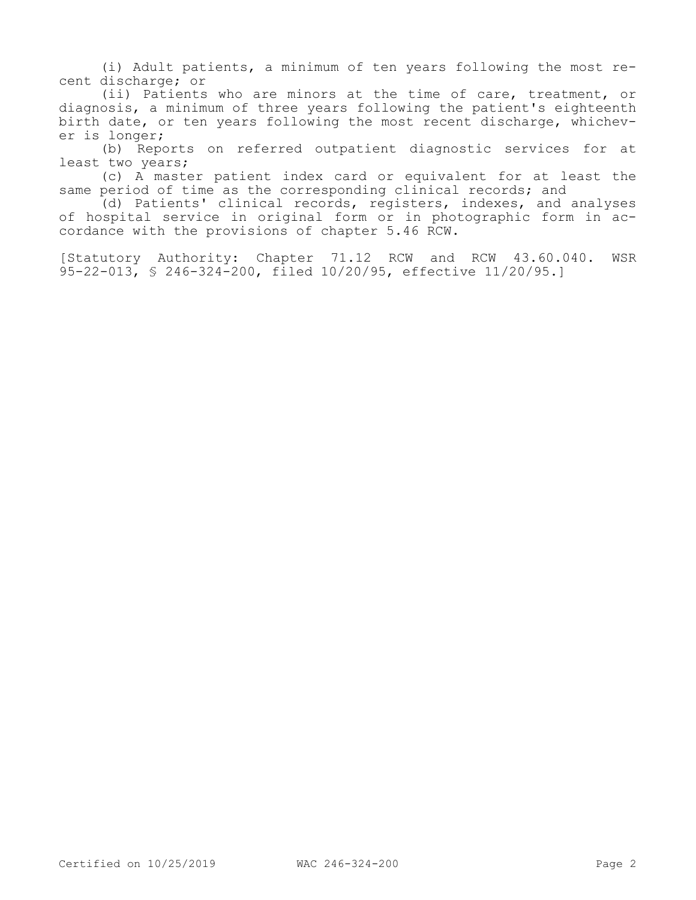(i) Adult patients, a minimum of ten years following the most recent discharge; or

(ii) Patients who are minors at the time of care, treatment, or diagnosis, a minimum of three years following the patient's eighteenth birth date, or ten years following the most recent discharge, whichever is longer;

(b) Reports on referred outpatient diagnostic services for at least two years;

(c) A master patient index card or equivalent for at least the same period of time as the corresponding clinical records; and

(d) Patients' clinical records, registers, indexes, and analyses of hospital service in original form or in photographic form in accordance with the provisions of chapter 5.46 RCW.

[Statutory Authority: Chapter 71.12 RCW and RCW 43.60.040. WSR 95-22-013, § 246-324-200, filed 10/20/95, effective 11/20/95.]